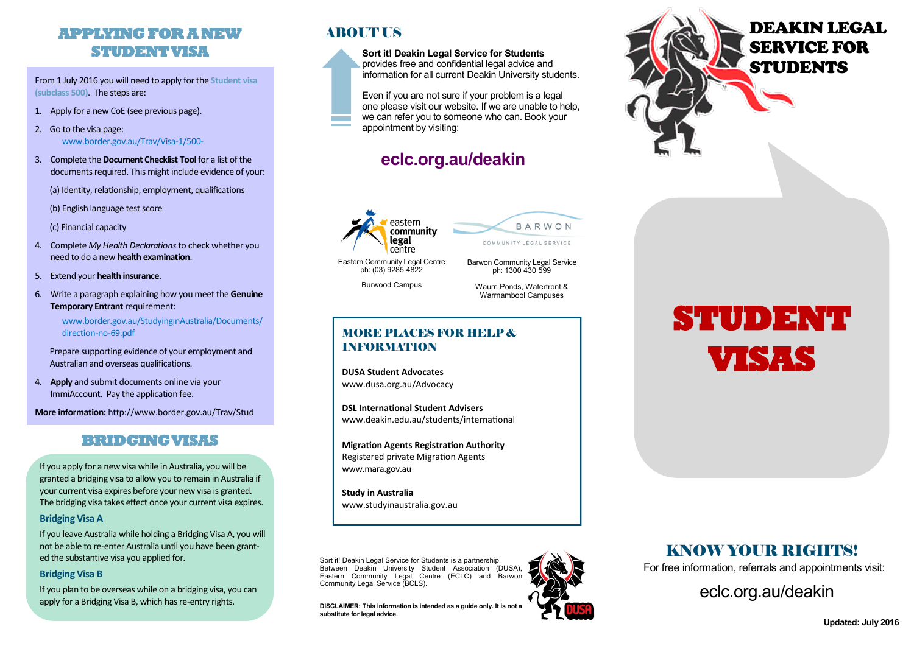## APPLYING FOR A NEW STUDENT VISA

From 1 July 2016 you will need to apply for the **Student visa (subclass 500)**. The steps are:

1. Apply for a new CoE (see previous page).
2. Go to the visa page:
   www.border.gov.au/Trav/Visa-1/500-
3. Complete the **Document Checklist Tool** for a list of the documents required. This might include evidence of your:

   (a) Identity, relationship, employment, qualifications

   (b) English language test score

   (c) Financial capacity
4. Complete *My Health Declarations* to check whether you need to do a new **health examination**.
5. Extend your **health insurance**.
6. Write a paragraph explaining how you meet the **Genuine Temporary Entrant** requirement:

   www.border.gov.au/StudyinginAustralia/Documents/direction-no-69.pdf

   Prepare supporting evidence of your employment and Australian and overseas qualifications.
4. **Apply** and submit documents online via your ImmiAccount. Pay the application fee.

**More information:** http://www.border.gov.au/Trav/Stud

## BRIDGING VISAS

If you apply for a new visa while in Australia, you will be granted a bridging visa to allow you to remain in Australia if your current visa expires before your new visa is granted. The bridging visa takes effect once your current visa expires.

### Bridging Visa A

If you leave Australia while holding a Bridging Visa A, you will not be able to re-enter Australia until you have been granted the substantive visa you applied for.

### Bridging Visa B

If you plan to be overseas while on a bridging visa, you can apply for a Bridging Visa B, which has re-entry rights.

## ABOUT US

**Sort it! Deakin Legal Service for Students** provides free and confidential legal advice and information for all current Deakin University students.

Even if you are not sure if your problem is a legal one please visit our website. If we are unable to help, we can refer you to someone who can. Book your appointment by visiting:

**eclc.org.au/deakin**

eastern community legal centre

Eastern Community Legal Centre
ph: (03) 9285 4822

Burwood Campus

BARWON COMMUNITY LEGAL SERVICE

Barwon Community Legal Service
ph: 1300 430 599

Waurn Ponds, Waterfront & Warrnambool Campuses

## MORE PLACES FOR HELP & INFORMATION

**DUSA Student Advocates**
www.dusa.org.au/Advocacy

**DSL International Student Advisers**
www.deakin.edu.au/students/international

**Migration Agents Registration Authority**
Registered private Migration Agents
www.mara.gov.au

**Study in Australia**
www.studyinaustralia.gov.au

Sort it! Deakin Legal Service for Students is a partnership Between Deakin University Student Association (DUSA), Eastern Community Legal Centre (ECLC) and Barwon Community Legal Service (BCLS).

**DISCLAIMER: This information is intended as a guide only. It is not a substitute for legal advice.**

# DEAKIN LEGAL SERVICE FOR STUDENTS

# STUDENT VISAS

## KNOW YOUR RIGHTS!

For free information, referrals and appointments visit:

eclc.org.au/deakin

**Updated: July 2016**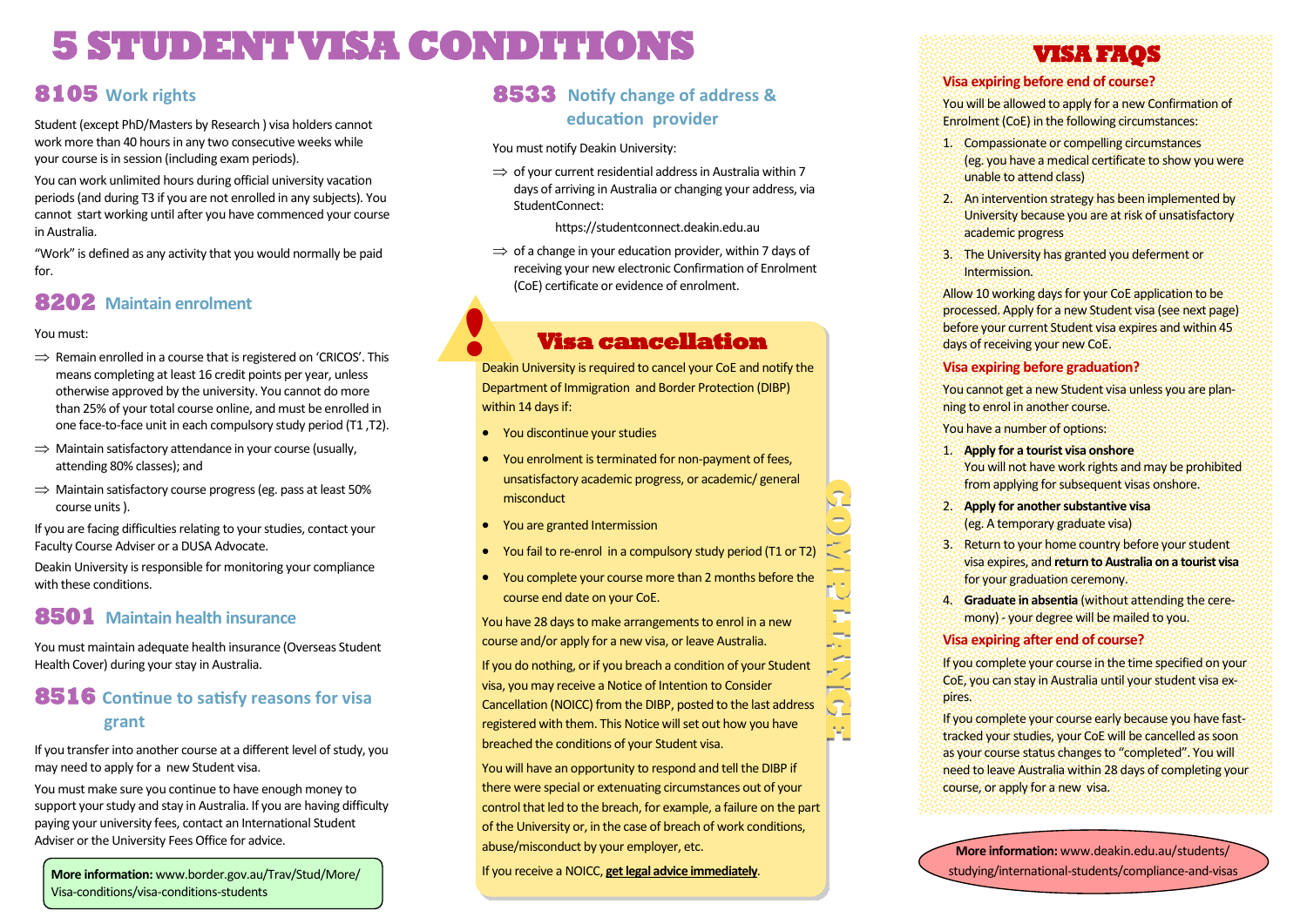# 5 STUDENT VISA CONDITIONS

## 8105 Work rights

Student (except PhD/Masters by Research ) visa holders cannot work more than 40 hours in any two consecutive weeks while your course is in session (including exam periods).

You can work unlimited hours during official university vacation periods (and during T3 if you are not enrolled in any subjects). You cannot start working until after you have commenced your course in Australia.

“Work” is defined as any activity that you would normally be paid for.

## 8202 Maintain enrolment

You must:

⇒ Remain enrolled in a course that is registered on ‘CRICOS’. This means completing at least 16 credit points per year, unless otherwise approved by the university. You cannot do more than 25% of your total course online, and must be enrolled in one face-to-face unit in each compulsory study period (T1 ,T2).

⇒ Maintain satisfactory attendance in your course (usually, attending 80% classes); and

⇒ Maintain satisfactory course progress (eg. pass at least 50% course units ).

If you are facing difficulties relating to your studies, contact your Faculty Course Adviser or a DUSA Advocate.

Deakin University is responsible for monitoring your compliance with these conditions.

## 8501 Maintain health insurance

You must maintain adequate health insurance (Overseas Student Health Cover) during your stay in Australia.

## 8516 Continue to satisfy reasons for visa grant

If you transfer into another course at a different level of study, you may need to apply for a new Student visa.

You must make sure you continue to have enough money to support your study and stay in Australia. If you are having difficulty paying your university fees, contact an International Student Adviser or the University Fees Office for advice.

**More information:** www.border.gov.au/Trav/Stud/More/Visa-conditions/visa-conditions-students

## 8533 Notify change of address & education provider

You must notify Deakin University:

⇒ of your current residential address in Australia within 7 days of arriving in Australia or changing your address, via StudentConnect:

https://studentconnect.deakin.edu.au

⇒ of a change in your education provider, within 7 days of receiving your new electronic Confirmation of Enrolment (CoE) certificate or evidence of enrolment.

## Visa cancellation

Deakin University is required to cancel your CoE and notify the Department of Immigration and Border Protection (DIBP) within 14 days if:

- You discontinue your studies
- You enrolment is terminated for non-payment of fees, unsatisfactory academic progress, or academic/ general misconduct
- You are granted Intermission
- You fail to re-enrol in a compulsory study period (T1 or T2)
- You complete your course more than 2 months before the course end date on your CoE.

You have 28 days to make arrangements to enrol in a new course and/or apply for a new visa, or leave Australia.

If you do nothing, or if you breach a condition of your Student visa, you may receive a Notice of Intention to Consider Cancellation (NOICC) from the DIBP, posted to the last address registered with them. This Notice will set out how you have breached the conditions of your Student visa.

You will have an opportunity to respond and tell the DIBP if there were special or extenuating circumstances out of your control that led to the breach, for example, a failure on the part of the University or, in the case of breach of work conditions, abuse/misconduct by your employer, etc.

If you receive a NOICC, **get legal advice immediately**.

COMPLIANCE

## VISA FAQS

### Visa expiring before end of course?

You will be allowed to apply for a new Confirmation of Enrolment (CoE) in the following circumstances:

1. Compassionate or compelling circumstances (eg. you have a medical certificate to show you were unable to attend class)
2. An intervention strategy has been implemented by University because you are at risk of unsatisfactory academic progress
3. The University has granted you deferment or Intermission.

Allow 10 working days for your CoE application to be processed. Apply for a new Student visa (see next page) before your current Student visa expires and within 45 days of receiving your new CoE.

### Visa expiring before graduation?

You cannot get a new Student visa unless you are planning to enrol in another course.

You have a number of options:

1. **Apply for a tourist visa onshore**
   You will not have work rights and may be prohibited from applying for subsequent visas onshore.
2. **Apply for another substantive visa**
   (eg. A temporary graduate visa)
3. Return to your home country before your student visa expires, and **return to Australia on a tourist visa** for your graduation ceremony.
4. **Graduate in absentia** (without attending the ceremony) - your degree will be mailed to you.

### Visa expiring after end of course?

If you complete your course in the time specified on your CoE, you can stay in Australia until your student visa expires.

If you complete your course early because you have fast-tracked your studies, your CoE will be cancelled as soon as your course status changes to “completed”. You will need to leave Australia within 28 days of completing your course, or apply for a new visa.

**More information:** www.deakin.edu.au/students/studying/international-students/compliance-and-visas